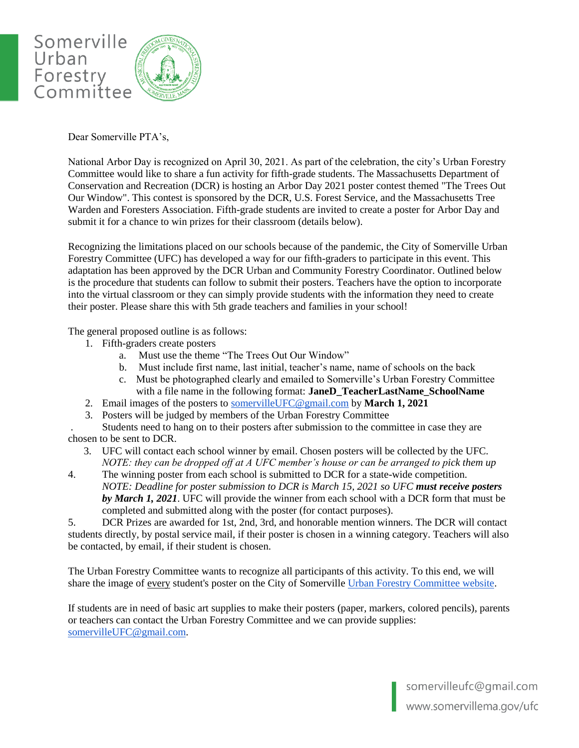# Somerville Urban Forestry Committee

Dear Somerville PTA's,

National Arbor Day is recognized on April 30, 2021. As part of the celebration, the city's Urban Forestry Committee would like to share a fun activity for fifth-grade students. The Massachusetts Department of Conservation and Recreation (DCR) is hosting an Arbor Day 2021 poster contest themed "The Trees Out Our Window". This contest is sponsored by the DCR, U.S. Forest Service, and the Massachusetts Tree Warden and Foresters Association. Fifth-grade students are invited to create a poster for Arbor Day and submit it for a chance to win prizes for their classroom (details below).

Recognizing the limitations placed on our schools because of the pandemic, the City of Somerville Urban Forestry Committee (UFC) has developed a way for our fifth-graders to participate in this event. This adaptation has been approved by the DCR Urban and Community Forestry Coordinator. Outlined below is the procedure that students can follow to submit their posters. Teachers have the option to incorporate into the virtual classroom or they can simply provide students with the information they need to create their poster. Please share this with 5th grade teachers and families in your school!

The general proposed outline is as follows:

1. Fifth-graders create posters
   a. Must use the theme "The Trees Out Our Window"
   b. Must include first name, last initial, teacher's name, name of schools on the back
   c. Must be photographed clearly and emailed to Somerville's Urban Forestry Committee with a file name in the following format: **JaneD_TeacherLastName_SchoolName**
2. Email images of the posters to [somervilleUFC@gmail.com](mailto:somervilleUFC@gmail.com) by **March 1, 2021**
3. Posters will be judged by members of the Urban Forestry Committee

. Students need to hang on to their posters after submission to the committee in case they are chosen to be sent to DCR.

3. UFC will contact each school winner by email. Chosen posters will be collected by the UFC. *NOTE: they can be dropped off at A UFC member's house or can be arranged to pick them up*
4. The winning poster from each school is submitted to DCR for a state-wide competition. *NOTE: Deadline for poster submission to DCR is March 15, 2021 so UFC **must receive posters by March 1, 2021***. UFC will provide the winner from each school with a DCR form that must be completed and submitted along with the poster (for contact purposes).
5. DCR Prizes are awarded for 1st, 2nd, 3rd, and honorable mention winners. The DCR will contact students directly, by postal service mail, if their poster is chosen in a winning category. Teachers will also be contacted, by email, if their student is chosen.

The Urban Forestry Committee wants to recognize all participants of this activity. To this end, we will share the image of <u>every</u> student's poster on the City of Somerville [Urban Forestry Committee website](http://www.somervillema.gov/ufc).

If students are in need of basic art supplies to make their posters (paper, markers, colored pencils), parents or teachers can contact the Urban Forestry Committee and we can provide supplies: [somervilleUFC@gmail.com](mailto:somervilleUFC@gmail.com).

somervilleufc@gmail.com
www.somervillema.gov/ufc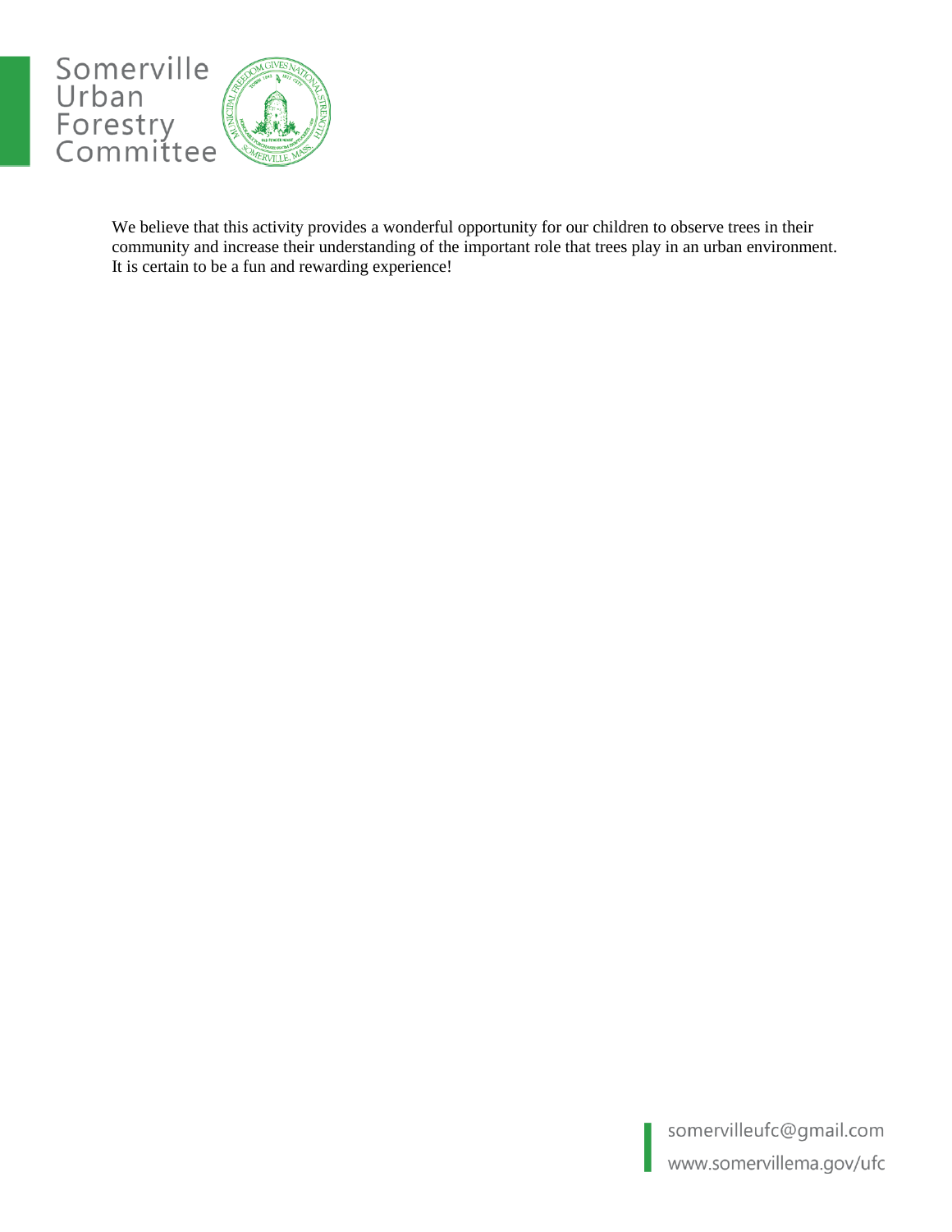We believe that this activity provides a wonderful opportunity for our children to observe trees in their community and increase their understanding of the important role that trees play in an urban environment. It is certain to be a fun and rewarding experience!